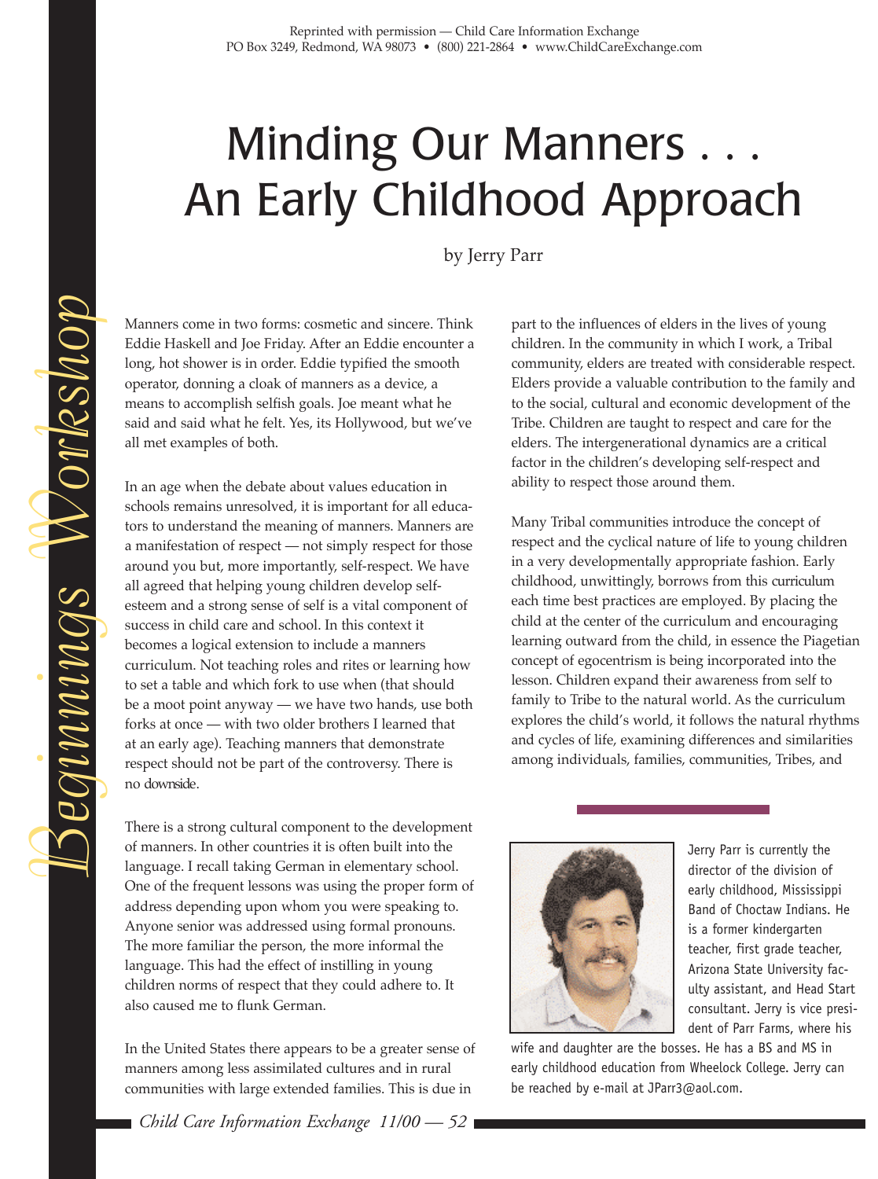Reprinted with permission — Child Care Information Exchange
PO Box 3249, Redmond, WA 98073 • (800) 221-2864 • www.ChildCareExchange.com

# Minding Our Manners . . . An Early Childhood Approach

by Jerry Parr

Manners come in two forms: cosmetic and sincere. Think Eddie Haskell and Joe Friday. After an Eddie encounter a long, hot shower is in order. Eddie typified the smooth operator, donning a cloak of manners as a device, a means to accomplish selfish goals. Joe meant what he said and said what he felt. Yes, its Hollywood, but we've all met examples of both.

In an age when the debate about values education in schools remains unresolved, it is important for all educators to understand the meaning of manners. Manners are a manifestation of respect — not simply respect for those around you but, more importantly, self-respect. We have all agreed that helping young children develop self-esteem and a strong sense of self is a vital component of success in child care and school. In this context it becomes a logical extension to include a manners curriculum. Not teaching roles and rites or learning how to set a table and which fork to use when (that should be a moot point anyway — we have two hands, use both forks at once — with two older brothers I learned that at an early age). Teaching manners that demonstrate respect should not be part of the controversy. There is no downside.

There is a strong cultural component to the development of manners. In other countries it is often built into the language. I recall taking German in elementary school. One of the frequent lessons was using the proper form of address depending upon whom you were speaking to. Anyone senior was addressed using formal pronouns. The more familiar the person, the more informal the language. This had the effect of instilling in young children norms of respect that they could adhere to. It also caused me to flunk German.

In the United States there appears to be a greater sense of manners among less assimilated cultures and in rural communities with large extended families. This is due in part to the influences of elders in the lives of young children. In the community in which I work, a Tribal community, elders are treated with considerable respect. Elders provide a valuable contribution to the family and to the social, cultural and economic development of the Tribe. Children are taught to respect and care for the elders. The intergenerational dynamics are a critical factor in the children's developing self-respect and ability to respect those around them.

Many Tribal communities introduce the concept of respect and the cyclical nature of life to young children in a very developmentally appropriate fashion. Early childhood, unwittingly, borrows from this curriculum each time best practices are employed. By placing the child at the center of the curriculum and encouraging learning outward from the child, in essence the Piagetian concept of egocentrism is being incorporated into the lesson. Children expand their awareness from self to family to Tribe to the natural world. As the curriculum explores the child's world, it follows the natural rhythms and cycles of life, examining differences and similarities among individuals, families, communities, Tribes, and

Jerry Parr is currently the director of the division of early childhood, Mississippi Band of Choctaw Indians. He is a former kindergarten teacher, first grade teacher, Arizona State University faculty assistant, and Head Start consultant. Jerry is vice president of Parr Farms, where his wife and daughter are the bosses. He has a BS and MS in early childhood education from Wheelock College. Jerry can be reached by e-mail at JParr3@aol.com.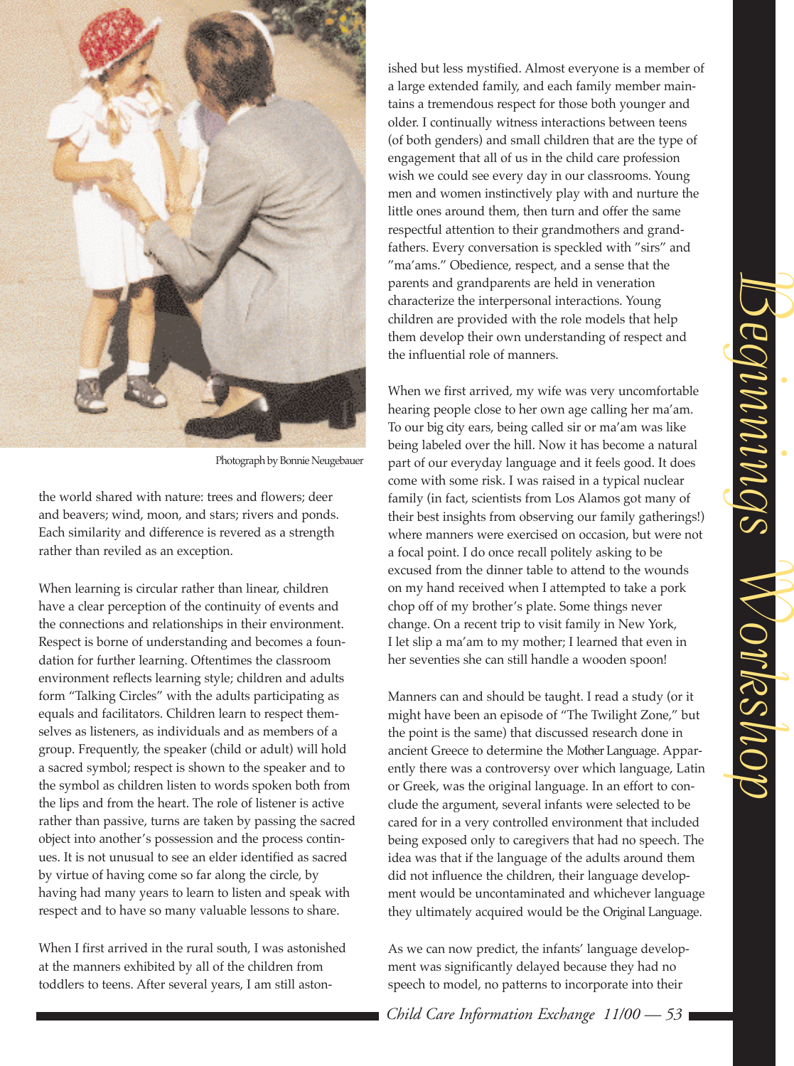Photograph by Bonnie Neugebauer

the world shared with nature: trees and flowers; deer and beavers; wind, moon, and stars; rivers and ponds. Each similarity and difference is revered as a strength rather than reviled as an exception.

When learning is circular rather than linear, children have a clear perception of the continuity of events and the connections and relationships in their environment. Respect is borne of understanding and becomes a foundation for further learning. Oftentimes the classroom environment reflects learning style; children and adults form "Talking Circles" with the adults participating as equals and facilitators. Children learn to respect themselves as listeners, as individuals and as members of a group. Frequently, the speaker (child or adult) will hold a sacred symbol; respect is shown to the speaker and to the symbol as children listen to words spoken both from the lips and from the heart. The role of listener is active rather than passive, turns are taken by passing the sacred object into another's possession and the process continues. It is not unusual to see an elder identified as sacred by virtue of having come so far along the circle, by having had many years to learn to listen and speak with respect and to have so many valuable lessons to share.

When I first arrived in the rural south, I was astonished at the manners exhibited by all of the children from toddlers to teens. After several years, I am still astonished but less mystified. Almost everyone is a member of a large extended family, and each family member maintains a tremendous respect for those both younger and older. I continually witness interactions between teens (of both genders) and small children that are the type of engagement that all of us in the child care profession wish we could see every day in our classrooms. Young men and women instinctively play with and nurture the little ones around them, then turn and offer the same respectful attention to their grandmothers and grandfathers. Every conversation is speckled with "sirs" and "ma'ams." Obedience, respect, and a sense that the parents and grandparents are held in veneration characterize the interpersonal interactions. Young children are provided with the role models that help them develop their own understanding of respect and the influential role of manners.

When we first arrived, my wife was very uncomfortable hearing people close to her own age calling her ma'am. To our big city ears, being called sir or ma'am was like being labeled over the hill. Now it has become a natural part of our everyday language and it feels good. It does come with some risk. I was raised in a typical nuclear family (in fact, scientists from Los Alamos got many of their best insights from observing our family gatherings!) where manners were exercised on occasion, but were not a focal point. I do once recall politely asking to be excused from the dinner table to attend to the wounds on my hand received when I attempted to take a pork chop off of my brother's plate. Some things never change. On a recent trip to visit family in New York, I let slip a ma'am to my mother; I learned that even in her seventies she can still handle a wooden spoon!

Manners can and should be taught. I read a study (or it might have been an episode of "The Twilight Zone," but the point is the same) that discussed research done in ancient Greece to determine the Mother Language. Apparently there was a controversy over which language, Latin or Greek, was the original language. In an effort to conclude the argument, several infants were selected to be cared for in a very controlled environment that included being exposed only to caregivers that had no speech. The idea was that if the language of the adults around them did not influence the children, their language development would be uncontaminated and whichever language they ultimately acquired would be the Original Language.

As we can now predict, the infants' language development was significantly delayed because they had no speech to model, no patterns to incorporate into their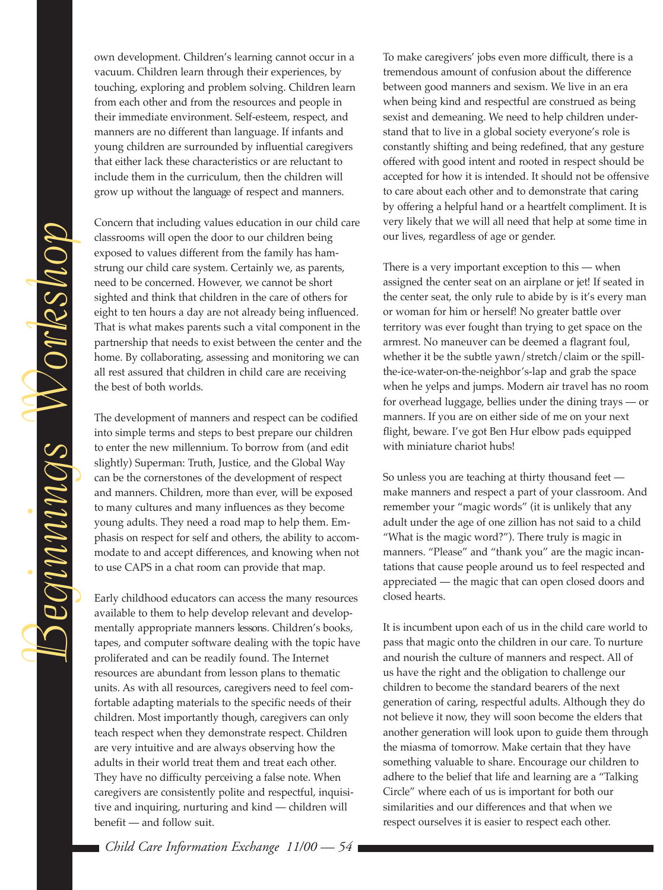own development. Children's learning cannot occur in a vacuum. Children learn through their experiences, by touching, exploring and problem solving. Children learn from each other and from the resources and people in their immediate environment. Self-esteem, respect, and manners are no different than language. If infants and young children are surrounded by influential caregivers that either lack these characteristics or are reluctant to include them in the curriculum, then the children will grow up without the language of respect and manners.

Concern that including values education in our child care classrooms will open the door to our children being exposed to values different from the family has hamstrung our child care system. Certainly we, as parents, need to be concerned. However, we cannot be short sighted and think that children in the care of others for eight to ten hours a day are not already being influenced. That is what makes parents such a vital component in the partnership that needs to exist between the center and the home. By collaborating, assessing and monitoring we can all rest assured that children in child care are receiving the best of both worlds.

The development of manners and respect can be codified into simple terms and steps to best prepare our children to enter the new millennium. To borrow from (and edit slightly) Superman: Truth, Justice, and the Global Way can be the cornerstones of the development of respect and manners. Children, more than ever, will be exposed to many cultures and many influences as they become young adults. They need a road map to help them. Emphasis on respect for self and others, the ability to accommodate to and accept differences, and knowing when not to use CAPS in a chat room can provide that map.

Early childhood educators can access the many resources available to them to help develop relevant and developmentally appropriate manners lessons. Children's books, tapes, and computer software dealing with the topic have proliferated and can be readily found. The Internet resources are abundant from lesson plans to thematic units. As with all resources, caregivers need to feel comfortable adapting materials to the specific needs of their children. Most importantly though, caregivers can only teach respect when they demonstrate respect. Children are very intuitive and are always observing how the adults in their world treat them and treat each other. They have no difficulty perceiving a false note. When caregivers are consistently polite and respectful, inquisitive and inquiring, nurturing and kind — children will benefit — and follow suit.

To make caregivers' jobs even more difficult, there is a tremendous amount of confusion about the difference between good manners and sexism. We live in an era when being kind and respectful are construed as being sexist and demeaning. We need to help children understand that to live in a global society everyone's role is constantly shifting and being redefined, that any gesture offered with good intent and rooted in respect should be accepted for how it is intended. It should not be offensive to care about each other and to demonstrate that caring by offering a helpful hand or a heartfelt compliment. It is very likely that we will all need that help at some time in our lives, regardless of age or gender.

There is a very important exception to this — when assigned the center seat on an airplane or jet! If seated in the center seat, the only rule to abide by is it's every man or woman for him or herself! No greater battle over territory was ever fought than trying to get space on the armrest. No maneuver can be deemed a flagrant foul, whether it be the subtle yawn/stretch/claim or the spill-the-ice-water-on-the-neighbor's-lap and grab the space when he yelps and jumps. Modern air travel has no room for overhead luggage, bellies under the dining trays — or manners. If you are on either side of me on your next flight, beware. I've got Ben Hur elbow pads equipped with miniature chariot hubs!

So unless you are teaching at thirty thousand feet — make manners and respect a part of your classroom. And remember your "magic words" (it is unlikely that any adult under the age of one zillion has not said to a child "What is the magic word?"). There truly is magic in manners. "Please" and "thank you" are the magic incantations that cause people around us to feel respected and appreciated — the magic that can open closed doors and closed hearts.

It is incumbent upon each of us in the child care world to pass that magic onto the children in our care. To nurture and nourish the culture of manners and respect. All of us have the right and the obligation to challenge our children to become the standard bearers of the next generation of caring, respectful adults. Although they do not believe it now, they will soon become the elders that another generation will look upon to guide them through the miasma of tomorrow. Make certain that they have something valuable to share. Encourage our children to adhere to the belief that life and learning are a "Talking Circle" where each of us is important for both our similarities and our differences and that when we respect ourselves it is easier to respect each other.